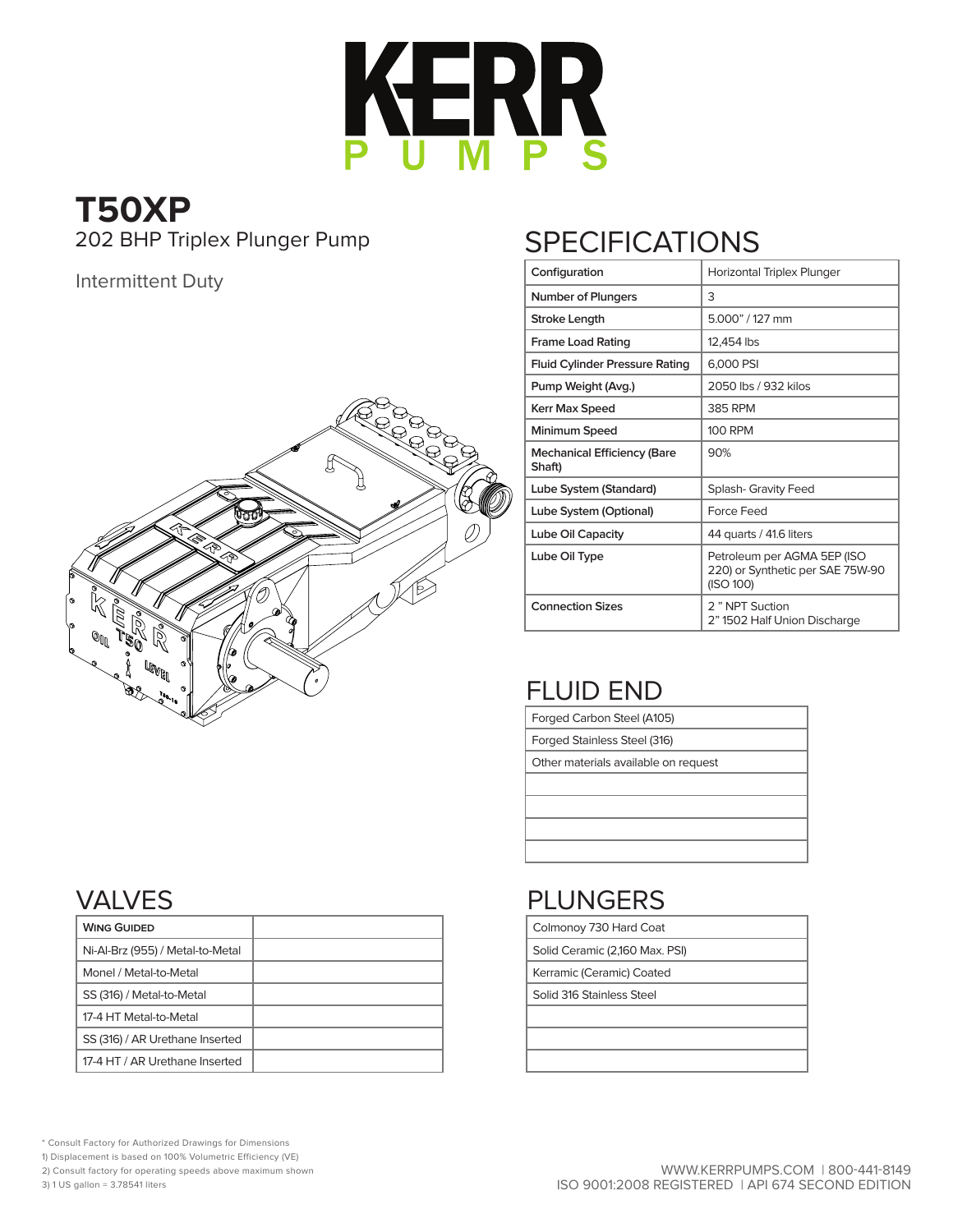# KERR PUMPS

## T50XP

202 BHP Triplex Plunger Pump

Intermittent Duty

## SPECIFICATIONS

| | |
|---|---|
| Configuration | Horizontal Triplex Plunger |
| Number of Plungers | 3 |
| Stroke Length | 5.000" / 127 mm |
| Frame Load Rating | 12,454 lbs |
| Fluid Cylinder Pressure Rating | 6,000 PSI |
| Pump Weight (Avg.) | 2050 lbs / 932 kilos |
| Kerr Max Speed | 385 RPM |
| Minimum Speed | 100 RPM |
| Mechanical Efficiency (Bare Shaft) | 90% |
| Lube System (Standard) | Splash- Gravity Feed |
| Lube System (Optional) | Force Feed |
| Lube Oil Capacity | 44 quarts / 41.6 liters |
| Lube Oil Type | Petroleum per AGMA 5EP (ISO 220) or Synthetic per SAE 75W-90 (ISO 100) |
| Connection Sizes | 2 " NPT Suction<br>2" 1502 Half Union Discharge |

## FLUID END

| |
|---|
| Forged Carbon Steel (A105) |
| Forged Stainless Steel (316) |
| Other materials available on request |
| |
| |
| |
| |

## VALVES

| **Wing Guided** | |
|---|---|
| Ni-Al-Brz (955) / Metal-to-Metal | |
| Monel / Metal-to-Metal | |
| SS (316) / Metal-to-Metal | |
| 17-4 HT Metal-to-Metal | |
| SS (316) / AR Urethane Inserted | |
| 17-4 HT / AR Urethane Inserted | |

## PLUNGERS

| |
|---|
| Colmonoy 730 Hard Coat |
| Solid Ceramic (2,160 Max. PSI) |
| Kerramic (Ceramic) Coated |
| Solid 316 Stainless Steel |
| |
| |
| |

\* Consult Factory for Authorized Drawings for Dimensions

1) Displacement is based on 100% Volumetric Efficiency (VE)

2) Consult factory for operating speeds above maximum shown

3) 1 US gallon = 3.78541 liters

WWW.KERRPUMPS.COM | 800-441-8149

ISO 9001:2008 REGISTERED | API 674 SECOND EDITION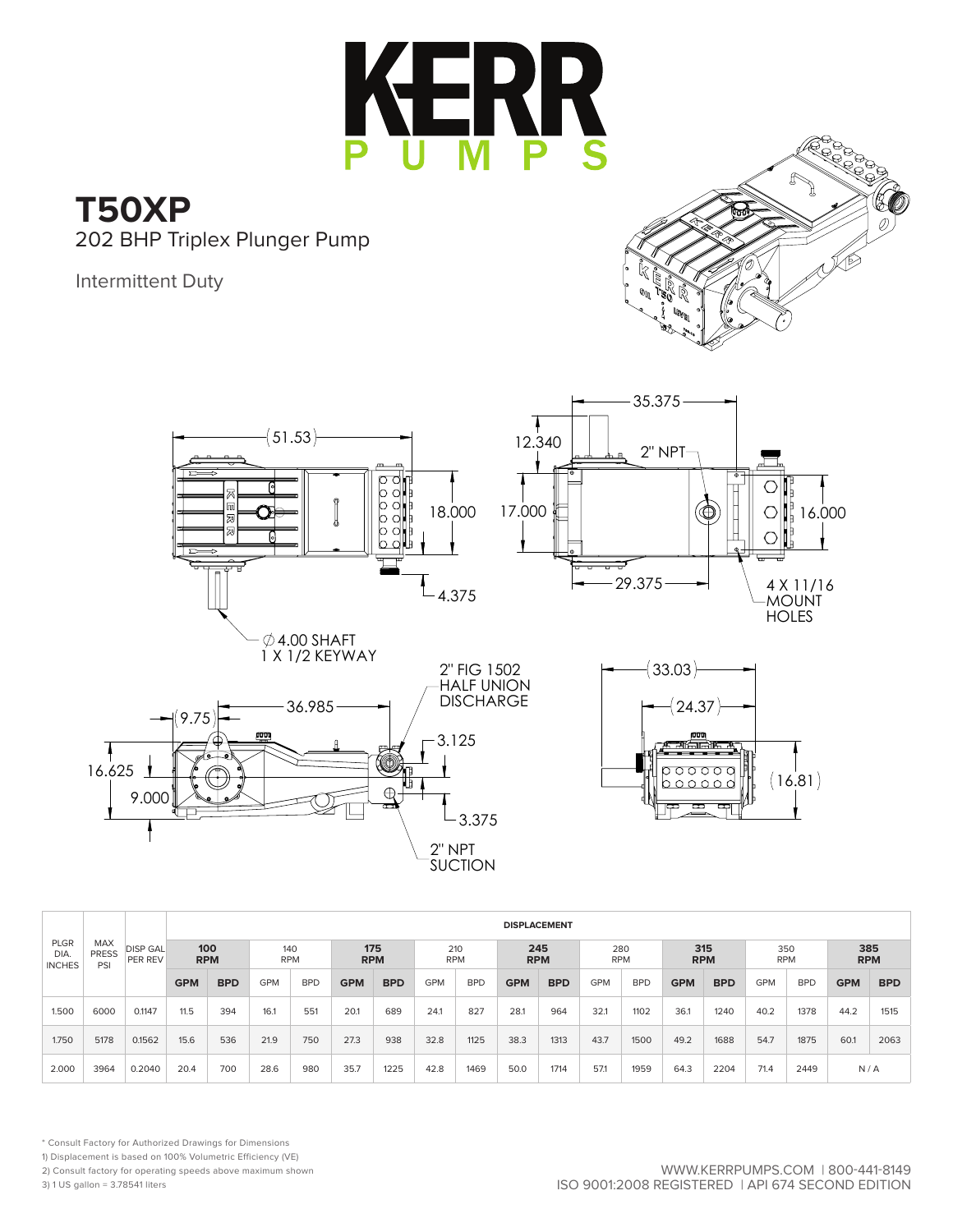# KERR PUMPS

## T50XP

202 BHP Triplex Plunger Pump

Intermittent Duty

35.375

51.53

12.340

2" NPT

18.000

17.000

16.000

4.375

29.375

4 X 11/16 MOUNT HOLES

∅ 4.00 SHAFT
1 X 1/2 KEYWAY

2" FIG 1502 HALF UNION DISCHARGE

33.03

36.985

9.75

24.37

3.125

16.625

9.000

16.81

3.375

2" NPT SUCTION

| PLGR DIA. INCHES | MAX PRESS PSI | DISP GAL PER REV | DISPLACEMENT | | | | | | | | | | | | | | | | | |
|---|---|---|---|---|---|---|---|---|---|---|---|---|---|---|---|---|---|---|---|---|
| | | | 100 RPM | | 140 RPM | | 175 RPM | | 210 RPM | | 245 RPM | | 280 RPM | | 315 RPM | | 350 RPM | | 385 RPM | |
| | | | GPM | BPD | GPM | BPD | GPM | BPD | GPM | BPD | GPM | BPD | GPM | BPD | GPM | BPD | GPM | BPD | GPM | BPD |
| 1.500 | 6000 | 0.1147 | 11.5 | 394 | 16.1 | 551 | 20.1 | 689 | 24.1 | 827 | 28.1 | 964 | 32.1 | 1102 | 36.1 | 1240 | 40.2 | 1378 | 44.2 | 1515 |
| 1.750 | 5178 | 0.1562 | 15.6 | 536 | 21.9 | 750 | 27.3 | 938 | 32.8 | 1125 | 38.3 | 1313 | 43.7 | 1500 | 49.2 | 1688 | 54.7 | 1875 | 60.1 | 2063 |
| 2.000 | 3964 | 0.2040 | 20.4 | 700 | 28.6 | 980 | 35.7 | 1225 | 42.8 | 1469 | 50.0 | 1714 | 57.1 | 1959 | 64.3 | 2204 | 71.4 | 2449 | N / A | |

\* Consult Factory for Authorized Drawings for Dimensions

1) Displacement is based on 100% Volumetric Efficiency (VE)

2) Consult factory for operating speeds above maximum shown

3) 1 US gallon = 3.78541 liters

WWW.KERRPUMPS.COM | 800-441-8149

ISO 9001:2008 REGISTERED | API 674 SECOND EDITION